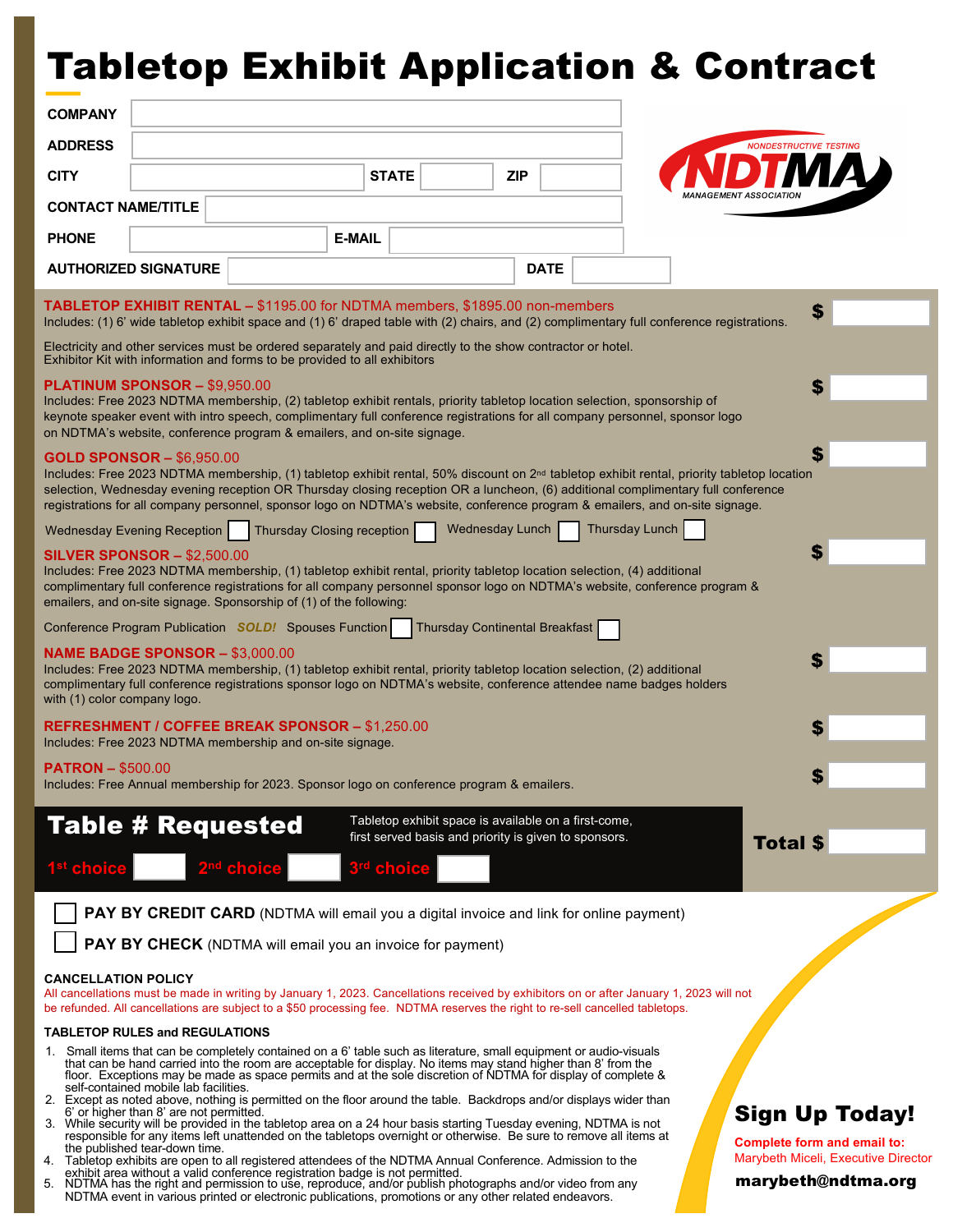# Tabletop Exhibit Application & Contract

COMPANY

ADDRESS

CITY | STATE | ZIP

CONTACT NAME/TITLE

PHONE | E-MAIL

AUTHORIZED SIGNATURE | DATE

NONDESTRUCTIVE TESTING NDTMA MANAGEMENT ASSOCIATION

**TABLETOP EXHIBIT RENTAL –** $1195.00 for NDTMA members, $1895.00 non-members
Includes: (1) 6' wide tabletop exhibit space and (1) 6' draped table with (2) chairs, and (2) complimentary full conference registrations. $

Electricity and other services must be ordered separately and paid directly to the show contractor or hotel.
Exhibitor Kit with information and forms to be provided to all exhibitors

**PLATINUM SPONSOR –** $9,950.00
Includes: Free 2023 NDTMA membership, (2) tabletop exhibit rentals, priority tabletop location selection, sponsorship of keynote speaker event with intro speech, complimentary full conference registrations for all company personnel, sponsor logo on NDTMA's website, conference program & emailers, and on-site signage. $

**GOLD SPONSOR –** $6,950.00
Includes: Free 2023 NDTMA membership, (1) tabletop exhibit rental, 50% discount on 2nd tabletop exhibit rental, priority tabletop location selection, Wednesday evening reception OR Thursday closing reception OR a luncheon, (6) additional complimentary full conference registrations for all company personnel, sponsor logo on NDTMA's website, conference program & emailers, and on-site signage. $

Wednesday Evening Reception ☐ Thursday Closing reception ☐ Wednesday Lunch ☐ Thursday Lunch ☐

**SILVER SPONSOR –** $2,500.00
Includes: Free 2023 NDTMA membership, (1) tabletop exhibit rental, priority tabletop location selection, (4) additional complimentary full conference registrations for all company personnel sponsor logo on NDTMA's website, conference program & emailers, and on-site signage. Sponsorship of (1) of the following: $

Conference Program Publication *SOLD!* Spouses Function ☐ Thursday Continental Breakfast ☐

**NAME BADGE SPONSOR –** $3,000.00
Includes: Free 2023 NDTMA membership, (1) tabletop exhibit rental, priority tabletop location selection, (2) additional complimentary full conference registrations sponsor logo on NDTMA's website, conference attendee name badges holders with (1) color company logo. $

**REFRESHMENT / COFFEE BREAK SPONSOR –** $1,250.00
Includes: Free 2023 NDTMA membership and on-site signage. $

**PATRON –** $500.00
Includes: Free Annual membership for 2023. Sponsor logo on conference program & emailers. $

## Table # Requested

Tabletop exhibit space is available on a first-come, first served basis and priority is given to sponsors.

1st choice ☐ 2nd choice ☐ 3rd choice ☐

**Total $**

☐ **PAY BY CREDIT CARD** (NDTMA will email you a digital invoice and link for online payment)

☐ **PAY BY CHECK** (NDTMA will email you an invoice for payment)

**CANCELLATION POLICY**

All cancellations must be made in writing by January 1, 2023. Cancellations received by exhibitors on or after January 1, 2023 will not be refunded. All cancellations are subject to a $50 processing fee. NDTMA reserves the right to re-sell cancelled tabletops.

**TABLETOP RULES and REGULATIONS**

1. Small items that can be completely contained on a 6' table such as literature, small equipment or audio-visuals that can be hand carried into the room are acceptable for display. No items may stand higher than 8' from the floor. Exceptions may be made as space permits and at the sole discretion of NDTMA for display of complete & self-contained mobile lab facilities.
2. Except as noted above, nothing is permitted on the floor around the table. Backdrops and/or displays wider than 6' or higher than 8' are not permitted.
3. While security will be provided in the tabletop area on a 24 hour basis starting Tuesday evening, NDTMA is not responsible for any items left unattended on the tabletops overnight or otherwise. Be sure to remove all items at the published tear-down time.
4. Tabletop exhibits are open to all registered attendees of the NDTMA Annual Conference. Admission to the exhibit area without a valid conference registration badge is not permitted.
5. NDTMA has the right and permission to use, reproduce, and/or publish photographs and/or video from any NDTMA event in various printed or electronic publications, promotions or any other related endeavors.

## Sign Up Today!

**Complete form and email to:**
Marybeth Miceli, Executive Director
**marybeth@ndtma.org**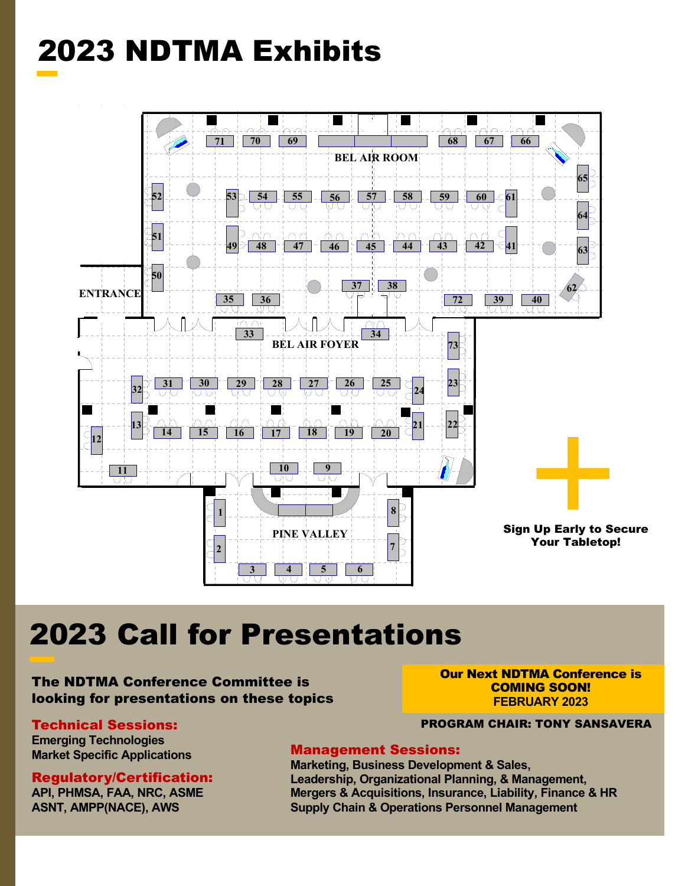# 2023 NDTMA Exhibits

BEL AIR ROOM

71 70 69 68 67 66

52 53 54 55 56 57 58 59 60 61 65

51 49 48 47 46 45 44 43 42 41 64 63

50 35 36 37 38 72 39 40 62

ENTRANCE

BEL AIR FOYER

33 34 73

32 31 30 29 28 27 26 25 24 23

13 14 15 16 17 18 19 20 21 22

12 11 10 9

PINE VALLEY

1 2 3 4 5 6 7 8

**Sign Up Early to Secure Your Tabletop!**

# 2023 Call for Presentations

**The NDTMA Conference Committee is looking for presentations on these topics**

**Our Next NDTMA Conference is COMING SOON! FEBRUARY 2023**

**PROGRAM CHAIR: TONY SANSAVERA**

### Technical Sessions:

Emerging Technologies
Market Specific Applications

### Regulatory/Certification:

API, PHMSA, FAA, NRC, ASME
ASNT, AMPP(NACE), AWS

### Management Sessions:

Marketing, Business Development & Sales,
Leadership, Organizational Planning, & Management,
Mergers & Acquisitions, Insurance, Liability, Finance & HR
Supply Chain & Operations Personnel Management